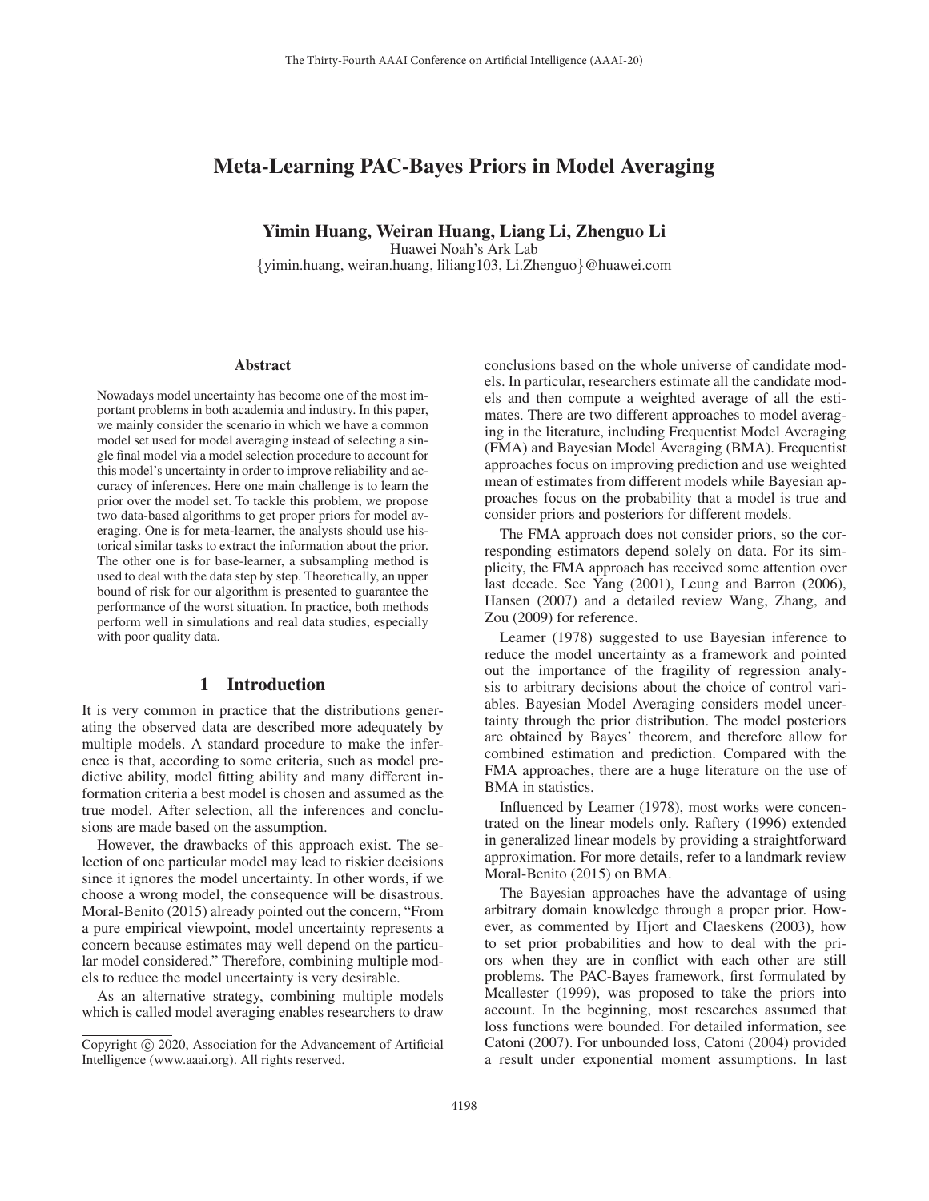# Meta-Learning PAC-Bayes Priors in Model Averaging

**Yimin Huang, Weiran Huang, Liang Li, Zhenguo Li**

Huawei Noah's Ark Lab

{yimin.huang, weiran.huang, liliang103, Li.Zhenguo}@huawei.com

## Abstract

Nowadays model uncertainty has become one of the most important problems in both academia and industry. In this paper, we mainly consider the scenario in which we have a common model set used for model averaging instead of selecting a single final model via a model selection procedure to account for this model's uncertainty in order to improve reliability and accuracy of inferences. Here one main challenge is to learn the prior over the model set. To tackle this problem, we propose two data-based algorithms to get proper priors for model averaging. One is for meta-learner, the analysts should use historical similar tasks to extract the information about the prior. The other one is for base-learner, a subsampling method is used to deal with the data step by step. Theoretically, an upper bound of risk for our algorithm is presented to guarantee the performance of the worst situation. In practice, both methods perform well in simulations and real data studies, especially with poor quality data.

## 1 Introduction

It is very common in practice that the distributions generating the observed data are described more adequately by multiple models. A standard procedure to make the inference is that, according to some criteria, such as model predictive ability, model fitting ability and many different information criteria a best model is chosen and assumed as the true model. After selection, all the inferences and conclusions are made based on the assumption.

However, the drawbacks of this approach exist. The selection of one particular model may lead to riskier decisions since it ignores the model uncertainty. In other words, if we choose a wrong model, the consequence will be disastrous. Moral-Benito (2015) already pointed out the concern, "From a pure empirical viewpoint, model uncertainty represents a concern because estimates may well depend on the particular model considered." Therefore, combining multiple models to reduce the model uncertainty is very desirable.

As an alternative strategy, combining multiple models which is called model averaging enables researchers to draw conclusions based on the whole universe of candidate models. In particular, researchers estimate all the candidate models and then compute a weighted average of all the estimates. There are two different approaches to model averaging in the literature, including Frequentist Model Averaging (FMA) and Bayesian Model Averaging (BMA). Frequentist approaches focus on improving prediction and use weighted mean of estimates from different models while Bayesian approaches focus on the probability that a model is true and consider priors and posteriors for different models.

The FMA approach does not consider priors, so the corresponding estimators depend solely on data. For its simplicity, the FMA approach has received some attention over last decade. See Yang (2001), Leung and Barron (2006), Hansen (2007) and a detailed review Wang, Zhang, and Zou (2009) for reference.

Leamer (1978) suggested to use Bayesian inference to reduce the model uncertainty as a framework and pointed out the importance of the fragility of regression analysis to arbitrary decisions about the choice of control variables. Bayesian Model Averaging considers model uncertainty through the prior distribution. The model posteriors are obtained by Bayes' theorem, and therefore allow for combined estimation and prediction. Compared with the FMA approaches, there are a huge literature on the use of BMA in statistics.

Influenced by Leamer (1978), most works were concentrated on the linear models only. Raftery (1996) extended in generalized linear models by providing a straightforward approximation. For more details, refer to a landmark review Moral-Benito (2015) on BMA.

The Bayesian approaches have the advantage of using arbitrary domain knowledge through a proper prior. However, as commented by Hjort and Claeskens (2003), how to set prior probabilities and how to deal with the priors when they are in conflict with each other are still problems. The PAC-Bayes framework, first formulated by Mcallester (1999), was proposed to take the priors into account. In the beginning, most researches assumed that loss functions were bounded. For detailed information, see Catoni (2007). For unbounded loss, Catoni (2004) provided a result under exponential moment assumptions. In last

Copyright © 2020, Association for the Advancement of Artificial Intelligence (www.aaai.org). All rights reserved.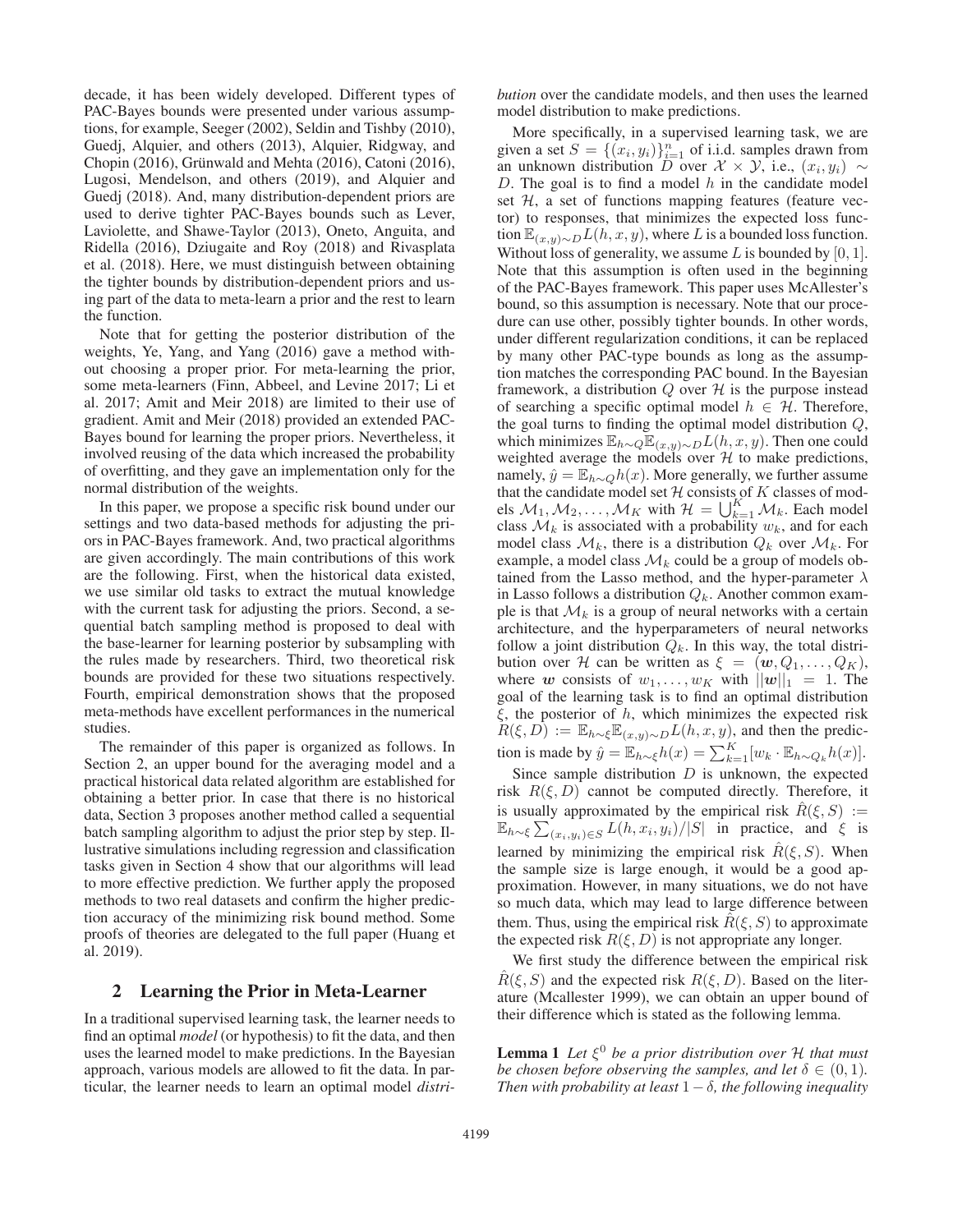decade, it has been widely developed. Different types of PAC-Bayes bounds were presented under various assumptions, for example, Seeger (2002), Seldin and Tishby (2010), Guedj, Alquier, and others (2013), Alquier, Ridgway, and Chopin (2016), Grünwald and Mehta (2016), Catoni (2016), Lugosi, Mendelson, and others (2019), and Alquier and Guedj (2018). And, many distribution-dependent priors are used to derive tighter PAC-Bayes bounds such as Lever, Laviolette, and Shawe-Taylor (2013), Oneto, Anguita, and Ridella (2016), Dziugaite and Roy (2018) and Rivasplata et al. (2018). Here, we must distinguish between obtaining the tighter bounds by distribution-dependent priors and using part of the data to meta-learn a prior and the rest to learn the function.

Note that for getting the posterior distribution of the weights, Ye, Yang, and Yang (2016) gave a method without choosing a proper prior. For meta-learning the prior, some meta-learners (Finn, Abbeel, and Levine 2017; Li et al. 2017; Amit and Meir 2018) are limited to their use of gradient. Amit and Meir (2018) provided an extended PAC-Bayes bound for learning the proper priors. Nevertheless, it involved reusing of the data which increased the probability of overfitting, and they gave an implementation only for the normal distribution of the weights.

In this paper, we propose a specific risk bound under our settings and two data-based methods for adjusting the priors in PAC-Bayes framework. And, two practical algorithms are given accordingly. The main contributions of this work are the following. First, when the historical data existed, we use similar old tasks to extract the mutual knowledge with the current task for adjusting the priors. Second, a sequential batch sampling method is proposed to deal with the base-learner for learning posterior by subsampling with the rules made by researchers. Third, two theoretical risk bounds are provided for these two situations respectively. Fourth, empirical demonstration shows that the proposed meta-methods have excellent performances in the numerical studies.

The remainder of this paper is organized as follows. In Section 2, an upper bound for the averaging model and a practical historical data related algorithm are established for obtaining a better prior. In case that there is no historical data, Section 3 proposes another method called a sequential batch sampling algorithm to adjust the prior step by step. Illustrative simulations including regression and classification tasks given in Section 4 show that our algorithms will lead to more effective prediction. We further apply the proposed methods to two real datasets and confirm the higher prediction accuracy of the minimizing risk bound method. Some proofs of theories are delegated to the full paper (Huang et al. 2019).

## 2 Learning the Prior in Meta-Learner

In a traditional supervised learning task, the learner needs to find an optimal *model* (or hypothesis) to fit the data, and then uses the learned model to make predictions. In the Bayesian approach, various models are allowed to fit the data. In particular, the learner needs to learn an optimal model *distribution* over the candidate models, and then uses the learned model distribution to make predictions.

More specifically, in a supervised learning task, we are given a set $S = \{(x_i, y_i)\}_{i=1}^n$ of i.i.d. samples drawn from an unknown distribution $D$ over $\mathcal{X} \times \mathcal{Y}$, i.e., $(x_i, y_i) \sim D$. The goal is to find a model $h$ in the candidate model set $\mathcal{H}$, a set of functions mapping features (feature vector) to responses, that minimizes the expected loss function $\mathbb{E}_{(x,y)\sim D} L(h, x, y)$, where $L$ is a bounded loss function. Without loss of generality, we assume $L$ is bounded by $[0, 1]$. Note that this assumption is often used in the beginning of the PAC-Bayes framework. This paper uses McAllester's bound, so this assumption is necessary. Note that our procedure can use other, possibly tighter bounds. In other words, under different regularization conditions, it can be replaced by many other PAC-type bounds as long as the assumption matches the corresponding PAC bound. In the Bayesian framework, a distribution $Q$ over $\mathcal{H}$ is the purpose instead of searching a specific optimal model $h \in \mathcal{H}$. Therefore, the goal turns to finding the optimal model distribution $Q$, which minimizes $\mathbb{E}_{h\sim Q}\mathbb{E}_{(x,y)\sim D} L(h, x, y)$. Then one could weighted average the models over $\mathcal{H}$ to make predictions, namely, $\hat{y} = \mathbb{E}_{h\sim Q} h(x)$. More generally, we further assume that the candidate model set $\mathcal{H}$ consists of $K$ classes of models $\mathcal{M}_1, \mathcal{M}_2, \ldots, \mathcal{M}_K$ with $\mathcal{H} = \bigcup_{k=1}^K \mathcal{M}_k$. Each model class $\mathcal{M}_k$ is associated with a probability $w_k$, and for each model class $\mathcal{M}_k$, there is a distribution $Q_k$ over $\mathcal{M}_k$. For example, a model class $\mathcal{M}_k$ could be a group of models obtained from the Lasso method, and the hyper-parameter $\lambda$ in Lasso follows a distribution $Q_k$. Another common example is that $\mathcal{M}_k$ is a group of neural networks with a certain architecture, and the hyperparameters of neural networks follow a joint distribution $Q_k$. In this way, the total distribution over $\mathcal{H}$ can be written as $\xi = (\boldsymbol{w}, Q_1, \ldots, Q_K)$, where $\boldsymbol{w}$ consists of $w_1, \ldots, w_K$ with $||\boldsymbol{w}||_1 = 1$. The goal of the learning task is to find an optimal distribution $\xi$, the posterior of $h$, which minimizes the expected risk $R(\xi, D) := \mathbb{E}_{h\sim\xi}\mathbb{E}_{(x,y)\sim D} L(h, x, y)$, and then the prediction is made by $\hat{y} = \mathbb{E}_{h\sim\xi} h(x) = \sum_{k=1}^K [w_k \cdot \mathbb{E}_{h\sim Q_k} h(x)]$.

Since sample distribution $D$ is unknown, the expected risk $R(\xi, D)$ cannot be computed directly. Therefore, it is usually approximated by the empirical risk $\hat{R}(\xi, S) := \mathbb{E}_{h\sim\xi} \sum_{(x_i,y_i)\in S} L(h, x_i, y_i)/|S|$ in practice, and $\xi$ is learned by minimizing the empirical risk $\hat{R}(\xi, S)$. When the sample size is large enough, it would be a good approximation. However, in many situations, we do not have so much data, which may lead to large difference between them. Thus, using the empirical risk $\hat{R}(\xi, S)$ to approximate the expected risk $R(\xi, D)$ is not appropriate any longer.

We first study the difference between the empirical risk $\hat{R}(\xi, S)$ and the expected risk $R(\xi, D)$. Based on the literature (Mcallester 1999), we can obtain an upper bound of their difference which is stated as the following lemma.

**Lemma 1** *Let $\xi^0$ be a prior distribution over $\mathcal{H}$ that must be chosen before observing the samples, and let $\delta \in (0, 1)$. Then with probability at least $1 - \delta$, the following inequality*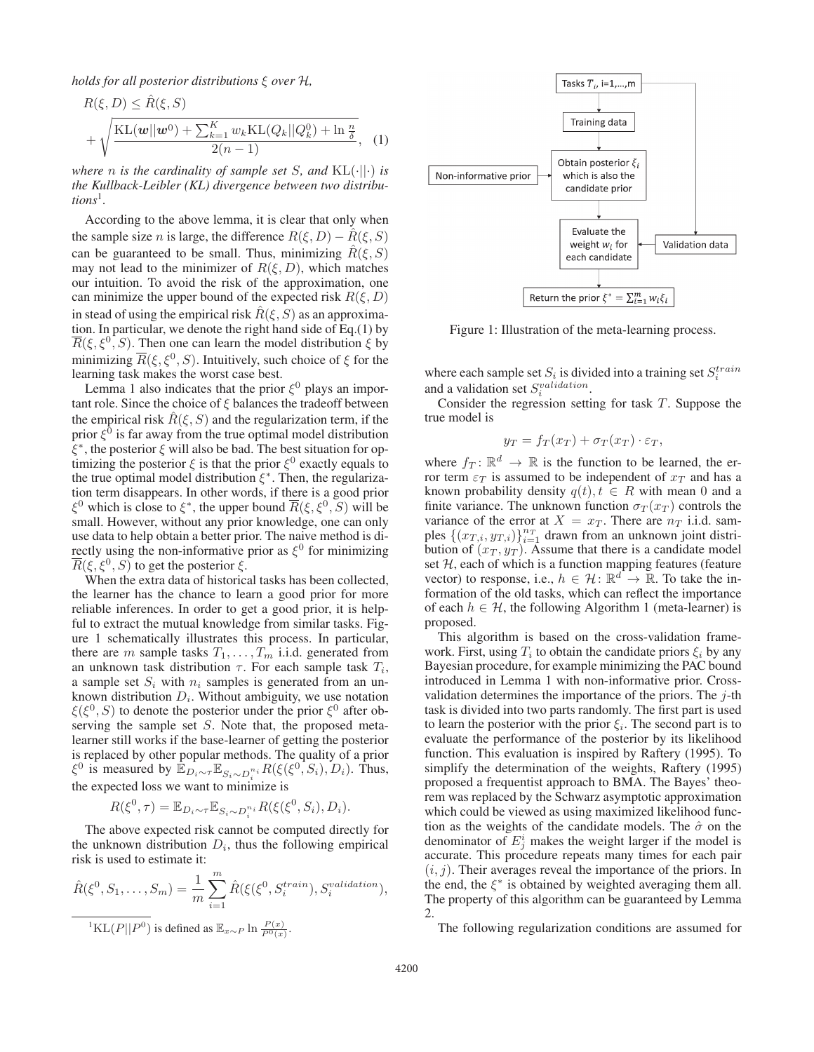*holds for all posterior distributions $\xi$ over $\mathcal{H}$,*

$$R(\xi, D) \le \hat{R}(\xi, S) + \sqrt{\frac{\mathrm{KL}(\boldsymbol{w}||\boldsymbol{w}^0) + \sum_{k=1}^{K} w_k \mathrm{KL}(Q_k||Q_k^0) + \ln\frac{n}{\delta}}{2(n-1)}}, \quad (1)$$

*where $n$ is the cardinality of sample set $S$, and $\mathrm{KL}(\cdot||\cdot)$ is the Kullback-Leibler (KL) divergence between two distributions*[1].

According to the above lemma, it is clear that only when the sample size $n$ is large, the difference $R(\xi, D) - \hat{R}(\xi, S)$ can be guaranteed to be small. Thus, minimizing $\hat{R}(\xi, S)$ may not lead to the minimizer of $R(\xi, D)$, which matches our intuition. To avoid the risk of the approximation, one can minimize the upper bound of the expected risk $R(\xi, D)$ in stead of using the empirical risk $\hat{R}(\xi, S)$ as an approximation. In particular, we denote the right hand side of Eq.(1) by $\overline{R}(\xi, \xi^0, S)$. Then one can learn the model distribution $\xi$ by minimizing $\overline{R}(\xi, \xi^0, S)$. Intuitively, such choice of $\xi$ for the learning task makes the worst case best.

Lemma 1 also indicates that the prior $\xi^0$ plays an important role. Since the choice of $\xi$ balances the tradeoff between the empirical risk $\hat{R}(\xi, S)$ and the regularization term, if the prior $\xi^0$ is far away from the true optimal model distribution $\xi^*$, the posterior $\xi$ will also be bad. The best situation for optimizing the posterior $\xi$ is that the prior $\xi^0$ exactly equals to the true optimal model distribution $\xi^*$. Then, the regularization term disappears. In other words, if there is a good prior $\xi^0$ which is close to $\xi^*$, the upper bound $\overline{R}(\xi, \xi^0, S)$ will be small. However, without any prior knowledge, one can only use data to help obtain a better prior. The naive method is directly using the non-informative prior as $\xi^0$ for minimizing $\overline{R}(\xi, \xi^0, S)$ to get the posterior $\xi$.

When the extra data of historical tasks has been collected, the learner has the chance to learn a good prior for more reliable inferences. In order to get a good prior, it is helpful to extract the mutual knowledge from similar tasks. Figure 1 schematically illustrates this process. In particular, there are $m$ sample tasks $T_1, \ldots, T_m$ i.i.d. generated from an unknown task distribution $\tau$. For each sample task $T_i$, a sample set $S_i$ with $n_i$ samples is generated from an unknown distribution $D_i$. Without ambiguity, we use notation $\xi(\xi^0, S)$ to denote the posterior under the prior $\xi^0$ after observing the sample set $S$. Note that, the proposed meta-learner still works if the base-learner of getting the posterior is replaced by other popular methods. The quality of a prior $\xi^0$ is measured by $\mathbb{E}_{D_i \sim \tau} \mathbb{E}_{S_i \sim D_i^{n_i}} R(\xi(\xi^0, S_i), D_i)$. Thus, the expected loss we want to minimize is

$$R(\xi^0, \tau) = \mathbb{E}_{D_i \sim \tau} \mathbb{E}_{S_i \sim D_i^{n_i}} R(\xi(\xi^0, S_i), D_i).$$

The above expected risk cannot be computed directly for the unknown distribution $D_i$, thus the following empirical risk is used to estimate it:

$$\hat{R}(\xi^0, S_1, \ldots, S_m) = \frac{1}{m} \sum_{i=1}^{m} \hat{R}(\xi(\xi^0, S_i^{train}), S_i^{validation}),$$

[1] $\mathrm{KL}(P||P^0)$ is defined as $\mathbb{E}_{x \sim P} \ln \frac{P(x)}{P^0(x)}$.

Figure 1: Illustration of the meta-learning process.

where each sample set $S_i$ is divided into a training set $S_i^{train}$ and a validation set $S_i^{validation}$.

Consider the regression setting for task $T$. Suppose the true model is

$$y_T = f_T(x_T) + \sigma_T(x_T) \cdot \varepsilon_T,$$

where $f_T \colon \mathbb{R}^d \to \mathbb{R}$ is the function to be learned, the error term $\varepsilon_T$ is assumed to be independent of $x_T$ and has a known probability density $q(t), t \in R$ with mean 0 and a finite variance. The unknown function $\sigma_T(x_T)$ controls the variance of the error at $X = x_T$. There are $n_T$ i.i.d. samples $\{(x_{T,i}, y_{T,i})\}_{i=1}^{n_T}$ drawn from an unknown joint distribution of $(x_T, y_T)$. Assume that there is a candidate model set $\mathcal{H}$, each of which is a function mapping features (feature vector) to response, i.e., $h \in \mathcal{H} \colon \mathbb{R}^d \to \mathbb{R}$. To take the information of the old tasks, which can reflect the importance of each $h \in \mathcal{H}$, the following Algorithm 1 (meta-learner) is proposed.

This algorithm is based on the cross-validation framework. First, using $T_i$ to obtain the candidate priors $\xi_i$ by any Bayesian procedure, for example minimizing the PAC bound introduced in Lemma 1 with non-informative prior. Cross-validation determines the importance of the priors. The $j$-th task is divided into two parts randomly. The first part is used to learn the posterior with the prior $\xi_i$. The second part is to evaluate the performance of the posterior by its likelihood function. This evaluation is inspired by Raftery (1995). To simplify the determination of the weights, Raftery (1995) proposed a frequentist approach to BMA. The Bayes' theorem was replaced by the Schwarz asymptotic approximation which could be viewed as using maximized likelihood function as the weights of the candidate models. The $\hat{\sigma}$ on the denominator of $E_j^i$ makes the weight larger if the model is accurate. This procedure repeats many times for each pair $(i, j)$. Their averages reveal the importance of the priors. In the end, the $\xi^*$ is obtained by weighted averaging them all. The property of this algorithm can be guaranteed by Lemma 2.

The following regularization conditions are assumed for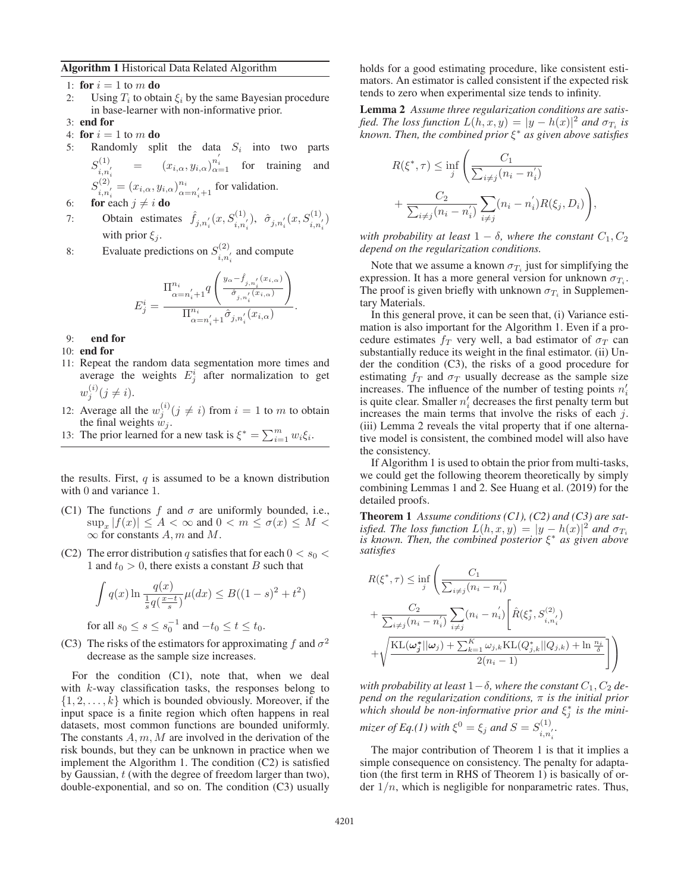**Algorithm 1** Historical Data Related Algorithm

1: **for** $i = 1$ to $m$ **do**
2: Using $T_i$ to obtain $\xi_i$ by the same Bayesian procedure in base-learner with non-informative prior.
3: **end for**
4: **for** $i = 1$ to $m$ **do**
5: Randomly split the data $S_i$ into two parts $S^{(1)}_{i,n_i'} = (x_{i,\alpha}, y_{i,\alpha})_{\alpha=1}^{n_i'}$ for training and $S^{(2)}_{i,n_i'} = (x_{i,\alpha}, y_{i,\alpha})_{\alpha=n_i'+1}^{n_i}$ for validation.
6: **for** each $j \neq i$ **do**
7: Obtain estimates $\hat{f}_{j,n_i'}(x, S^{(1)}_{i,n_i'})$, $\hat{\sigma}_{j,n_i'}(x, S^{(1)}_{i,n_i'})$ with prior $\xi_j$.
8: Evaluate predictions on $S^{(2)}_{i,n_i'}$ and compute

$$E^i_j = \frac{\Pi_{\alpha=n_i'+1}^{n_i} q\left(\frac{y_\alpha - \hat{f}_{j,n_i'}(x_{i,\alpha})}{\hat{\sigma}_{j,n_i'}(x_{i,\alpha})}\right)}{\Pi_{\alpha=n_i'+1}^{n_i} \hat{\sigma}_{j,n_i'}(x_{i,\alpha})}.$$

9: **end for**
10: **end for**
11: Repeat the random data segmentation more times and average the weights $E^i_j$ after normalization to get $w^{(i)}_j (j \neq i)$.
12: Average all the $w^{(i)}_j (j \neq i)$ from $i = 1$ to $m$ to obtain the final weights $w_j$.
13: The prior learned for a new task is $\xi^* = \sum_{i=1}^m w_i \xi_i$.

the results. First, $q$ is assumed to be a known distribution with 0 and variance 1.

(C1) The functions $f$ and $\sigma$ are uniformly bounded, i.e., $\sup_x |f(x)| \leq A < \infty$ and $0 < m \leq \sigma(x) \leq M < \infty$ for constants $A, m$ and $M$.

(C2) The error distribution $q$ satisfies that for each $0 < s_0 < 1$ and $t_0 > 0$, there exists a constant $B$ such that

$$\int q(x) \ln \frac{q(x)}{\frac{1}{s} q(\frac{x-t}{s})} \mu(dx) \leq B((1-s)^2 + t^2)$$

for all $s_0 \leq s \leq s_0^{-1}$ and $-t_0 \leq t \leq t_0$.

(C3) The risks of the estimators for approximating $f$ and $\sigma^2$ decrease as the sample size increases.

For the condition (C1), note that, when we deal with $k$-way classification tasks, the responses belong to $\{1, 2, \ldots, k\}$ which is bounded obviously. Moreover, if the input space is a finite region which often happens in real datasets, most common functions are bounded uniformly. The constants $A, m, M$ are involved in the derivation of the risk bounds, but they can be unknown in practice when we implement the Algorithm 1. The condition (C2) is satisfied by Gaussian, $t$ (with the degree of freedom larger than two), double-exponential, and so on. The condition (C3) usually holds for a good estimating procedure, like consistent estimators. An estimator is called consistent if the expected risk tends to zero when experimental size tends to infinity.

**Lemma 2** *Assume three regularization conditions are satisfied. The loss function $L(h, x, y) = |y - h(x)|^2$ and $\sigma_{T_i}$ is known. Then, the combined prior $\xi^*$ as given above satisfies*

$$R(\xi^*, \tau) \leq \inf_j \left( \frac{C_1}{\sum_{i \neq j}(n_i - n_i')} + \frac{C_2}{\sum_{i \neq j}(n_i - n_i')} \sum_{i \neq j} (n_i - n_i') R(\xi_j, D_i) \right),$$

*with probability at least $1 - \delta$, where the constant $C_1, C_2$ depend on the regularization conditions.*

Note that we assume a known $\sigma_{T_i}$ just for simplifying the expression. It has a more general version for unknown $\sigma_{T_i}$. The proof is given briefly with unknown $\sigma_{T_i}$ in Supplementary Materials.

In this general prove, it can be seen that, (i) Variance estimation is also important for the Algorithm 1. Even if a procedure estimates $f_T$ very well, a bad estimator of $\sigma_T$ can substantially reduce its weight in the final estimator. (ii) Under the condition (C3), the risks of a good procedure for estimating $f_T$ and $\sigma_T$ usually decrease as the sample size increases. The influence of the number of testing points $n_i'$ is quite clear. Smaller $n_i'$ decreases the first penalty term but increases the main terms that involve the risks of each $j$. (iii) Lemma 2 reveals the vital property that if one alternative model is consistent, the combined model will also have the consistency.

If Algorithm 1 is used to obtain the prior from multi-tasks, we could get the following theorem theoretically by simply combining Lemmas 1 and 2. See Huang et al. (2019) for the detailed proofs.

**Theorem 1** *Assume conditions (C1), (C2) and (C3) are satisfied. The loss function $L(h, x, y) = |y - h(x)|^2$ and $\sigma_{T_i}$ is known. Then, the combined posterior $\xi^*$ as given above satisfies*

$$R(\xi^*, \tau) \leq \inf_j \left( \frac{C_1}{\sum_{i \neq j}(n_i - n_i')} + \frac{C_2}{\sum_{i \neq j}(n_i - n_i')} \sum_{i \neq j} (n_i - n_i') \left[ \hat{R}(\xi_j^*, S^{(2)}_{i,n_i'}) + \sqrt{\frac{\mathrm{KL}(\boldsymbol{\omega}_j^* || \boldsymbol{\omega}_j) + \sum_{k=1}^K \omega_{j,k} \mathrm{KL}(Q^*_{j,k} || Q_{j,k}) + \ln \frac{n_i}{\delta}}{2(n_i - 1)}} \right] \right)$$

*with probability at least $1 - \delta$, where the constant $C_1, C_2$ depend on the regularization conditions, $\pi$ is the initial prior which should be non-informative prior and $\xi_j^*$ is the minimizer of Eq.(1) with $\xi^0 = \xi_j$ and $S = S^{(1)}_{i,n_i'}$.*

The major contribution of Theorem 1 is that it implies a simple consequence on consistency. The penalty for adaptation (the first term in RHS of Theorem 1) is basically of order $1/n$, which is negligible for nonparametric rates. Thus,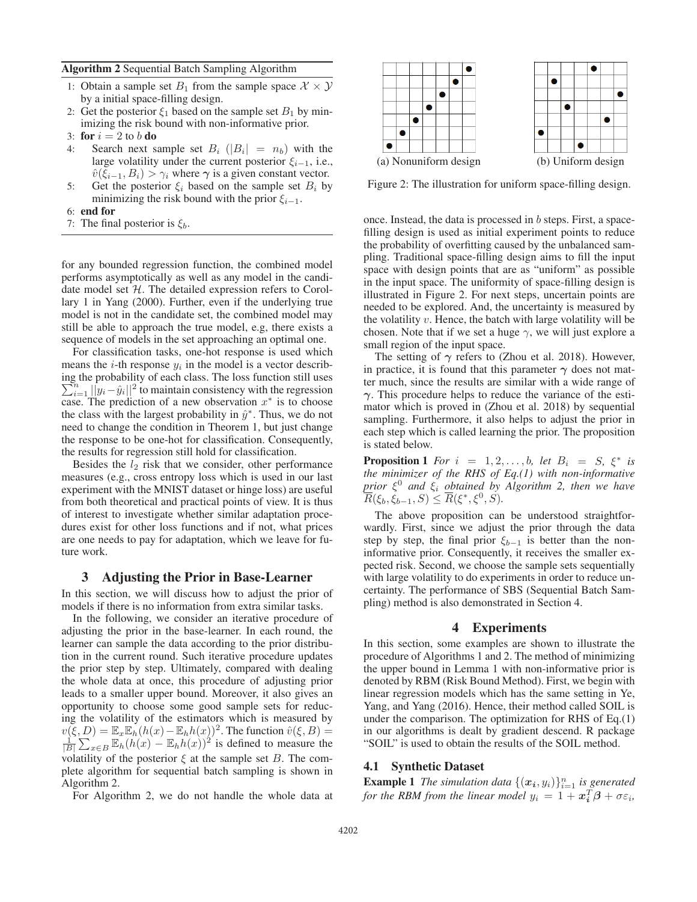**Algorithm 2** Sequential Batch Sampling Algorithm

1: Obtain a sample set $B_1$ from the sample space $\mathcal{X} \times \mathcal{Y}$ by a initial space-filling design.
2: Get the posterior $\xi_1$ based on the sample set $B_1$ by minimizing the risk bound with non-informative prior.
3: **for** $i = 2$ to $b$ **do**
4: Search next sample set $B_i$ ($|B_i| = n_b$) with the large volatility under the current posterior $\xi_{i-1}$, i.e., $\hat{v}(\xi_{i-1}, B_i) > \gamma_i$ where $\boldsymbol{\gamma}$ is a given constant vector.
5: Get the posterior $\xi_i$ based on the sample set $B_i$ by minimizing the risk bound with the prior $\xi_{i-1}$.
6: **end for**
7: The final posterior is $\xi_b$.

for any bounded regression function, the combined model performs asymptotically as well as any model in the candidate model set $\mathcal{H}$. The detailed expression refers to Corollary 1 in Yang (2000). Further, even if the underlying true model is not in the candidate set, the combined model may still be able to approach the true model, e.g, there exists a sequence of models in the set approaching an optimal one.

For classification tasks, one-hot response is used which means the $i$-th response $y_i$ in the model is a vector describing the probability of each class. The loss function still uses $\sum_{i=1}^{n} ||y_i - \hat{y}_i||^2$ to maintain consistency with the regression case. The prediction of a new observation $x^*$ is to choose the class with the largest probability in $\hat{y}^*$. Thus, we do not need to change the condition in Theorem 1, but just change the response to be one-hot for classification. Consequently, the results for regression still hold for classification.

Besides the $l_2$ risk that we consider, other performance measures (e.g., cross entropy loss which is used in our last experiment with the MNIST dataset or hinge loss) are useful from both theoretical and practical points of view. It is thus of interest to investigate whether similar adaptation procedures exist for other loss functions and if not, what prices are one needs to pay for adaptation, which we leave for future work.

## 3 Adjusting the Prior in Base-Learner

In this section, we will discuss how to adjust the prior of models if there is no information from extra similar tasks.

In the following, we consider an iterative procedure of adjusting the prior in the base-learner. In each round, the learner can sample the data according to the prior distribution in the current round. Such iterative procedure updates the prior step by step. Ultimately, compared with dealing the whole data at once, this procedure of adjusting prior leads to a smaller upper bound. Moreover, it also gives an opportunity to choose some good sample sets for reducing the volatility of the estimators which is measured by $v(\xi, D) = \mathbb{E}_x \mathbb{E}_h (h(x) - \mathbb{E}_h h(x))^2$. The function $\hat{v}(\xi, B) = \frac{1}{|B|} \sum_{x \in B} \mathbb{E}_h (h(x) - \mathbb{E}_h h(x))^2$ is defined to measure the volatility of the posterior $\xi$ at the sample set $B$. The complete algorithm for sequential batch sampling is shown in Algorithm 2.

For Algorithm 2, we do not handle the whole data at once. Instead, the data is processed in $b$ steps. First, a space-filling design is used as initial experiment points to reduce the probability of overfitting caused by the unbalanced sampling. Traditional space-filling design aims to fill the input space with design points that are as "uniform" as possible in the input space. The uniformity of space-filling design is illustrated in Figure 2. For next steps, uncertain points are needed to be explored. And, the uncertainty is measured by the volatility $v$. Hence, the batch with large volatility will be chosen. Note that if we set a huge $\gamma$, we will just explore a small region of the input space.

(a) Nonuniform design (b) Uniform design

Figure 2: The illustration for uniform space-filling design.

The setting of $\boldsymbol{\gamma}$ refers to (Zhou et al. 2018). However, in practice, it is found that this parameter $\boldsymbol{\gamma}$ does not matter much, since the results are similar with a wide range of $\boldsymbol{\gamma}$. This procedure helps to reduce the variance of the estimator which is proved in (Zhou et al. 2018) by sequential sampling. Furthermore, it also helps to adjust the prior in each step which is called learning the prior. The proposition is stated below.

**Proposition 1** *For $i = 1, 2, \ldots, b$, let $B_i = S$, $\xi^*$ is the minimizer of the RHS of Eq.(1) with non-informative prior $\xi^0$ and $\xi_i$ obtained by Algorithm 2, then we have $\overline{R}(\xi_b, \xi_{b-1}, S) \leq \overline{R}(\xi^*, \xi^0, S)$.*

The above proposition can be understood straightforwardly. First, since we adjust the prior through the data step by step, the final prior $\xi_{b-1}$ is better than the non-informative prior. Consequently, it receives the smaller expected risk. Second, we choose the sample sets sequentially with large volatility to do experiments in order to reduce uncertainty. The performance of SBS (Sequential Batch Sampling) method is also demonstrated in Section 4.

## 4 Experiments

In this section, some examples are shown to illustrate the procedure of Algorithms 1 and 2. The method of minimizing the upper bound in Lemma 1 with non-informative prior is denoted by RBM (Risk Bound Method). First, we begin with linear regression models which has the same setting in Ye, Yang, and Yang (2016). Hence, their method called SOIL is under the comparison. The optimization for RHS of Eq.(1) in our algorithms is dealt by gradient descend. R package "SOIL" is used to obtain the results of the SOIL method.

### 4.1 Synthetic Dataset

**Example 1** *The simulation data $\{(\boldsymbol{x_i}, y_i)\}_{i=1}^{n}$ is generated for the RBM from the linear model $y_i = 1 + \boldsymbol{x_i}^T \boldsymbol{\beta} + \sigma \varepsilon_i$,*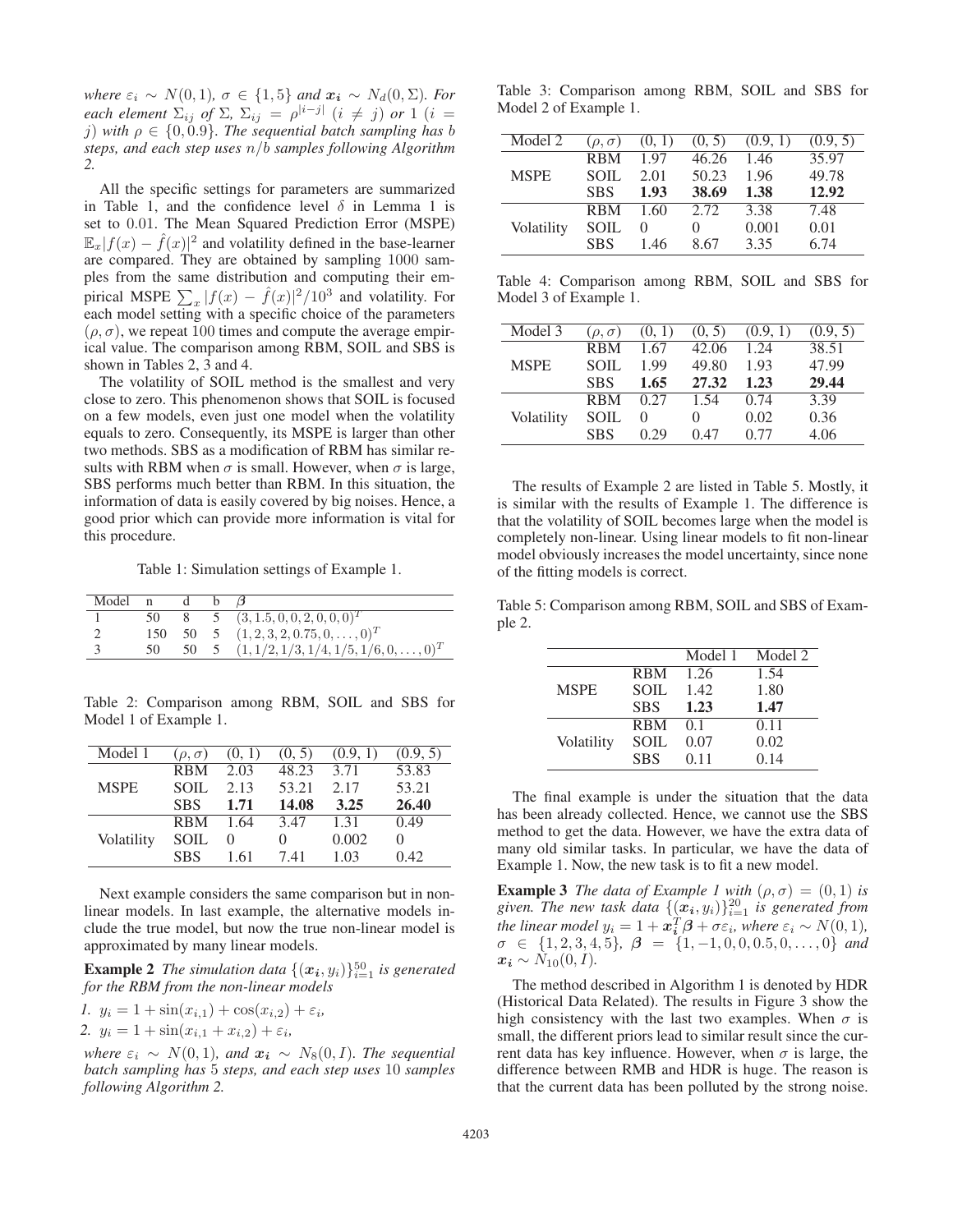*where $\varepsilon_i \sim N(0,1)$, $\sigma \in \{1,5\}$ and $\boldsymbol{x_i} \sim N_d(0,\Sigma)$. For each element $\Sigma_{ij}$ of $\Sigma$, $\Sigma_{ij} = \rho^{|i-j|}$ $(i \neq j)$ or $1$ $(i = j)$ with $\rho \in \{0, 0.9\}$. The sequential batch sampling has $b$ steps, and each step uses $n/b$ samples following Algorithm 2.*

All the specific settings for parameters are summarized in Table 1, and the confidence level $\delta$ in Lemma 1 is set to $0.01$. The Mean Squared Prediction Error (MSPE) $\mathbb{E}_x|f(x) - \hat{f}(x)|^2$ and volatility defined in the base-learner are compared. They are obtained by sampling 1000 samples from the same distribution and computing their empirical MSPE $\sum_x |f(x) - \hat{f}(x)|^2/10^3$ and volatility. For each model setting with a specific choice of the parameters $(\rho, \sigma)$, we repeat 100 times and compute the average empirical value. The comparison among RBM, SOIL and SBS is shown in Tables 2, 3 and 4.

The volatility of SOIL method is the smallest and very close to zero. This phenomenon shows that SOIL is focused on a few models, even just one model when the volatility equals to zero. Consequently, its MSPE is larger than other two methods. SBS as a modification of RBM has similar results with RBM when $\sigma$ is small. However, when $\sigma$ is large, SBS performs much better than RBM. In this situation, the information of data is easily covered by big noises. Hence, a good prior which can provide more information is vital for this procedure.

Table 1: Simulation settings of Example 1.

| Model | n | d | b | $\boldsymbol{\beta}$ |
|---|---|---|---|---|
| 1 | 50 | 8 | 5 | $(3, 1.5, 0, 0, 2, 0, 0, 0)^T$ |
| 2 | 150 | 50 | 5 | $(1, 2, 3, 2, 0.75, 0, \ldots, 0)^T$ |
| 3 | 50 | 50 | 5 | $(1, 1/2, 1/3, 1/4, 1/5, 1/6, 0, \ldots, 0)^T$ |

Table 2: Comparison among RBM, SOIL and SBS for Model 1 of Example 1.

| Model 1 | $(\rho, \sigma)$ | (0, 1) | (0, 5) | (0.9, 1) | (0.9, 5) |
|---|---|---|---|---|---|
| MSPE | RBM | 2.03 | 48.23 | 3.71 | 53.83 |
| | SOIL | 2.13 | 53.21 | 2.17 | 53.21 |
| | SBS | **1.71** | **14.08** | **3.25** | **26.40** |
| Volatility | RBM | 1.64 | 3.47 | 1.31 | 0.49 |
| | SOIL | 0 | 0 | 0.002 | 0 |
| | SBS | 1.61 | 7.41 | 1.03 | 0.42 |

Next example considers the same comparison but in non-linear models. In last example, the alternative models include the true model, but now the true non-linear model is approximated by many linear models.

**Example 2** *The simulation data $\{(\boldsymbol{x_i}, y_i)\}_{i=1}^{50}$ is generated for the RBM from the non-linear models*

*1. $y_i = 1 + \sin(x_{i,1}) + \cos(x_{i,2}) + \varepsilon_i$,*

*2. $y_i = 1 + \sin(x_{i,1} + x_{i,2}) + \varepsilon_i$,*

*where $\varepsilon_i \sim N(0,1)$, and $\boldsymbol{x_i} \sim N_8(0, I)$. The sequential batch sampling has 5 steps, and each step uses 10 samples following Algorithm 2.*

Table 3: Comparison among RBM, SOIL and SBS for Model 2 of Example 1.

| Model 2 | $(\rho, \sigma)$ | (0, 1) | (0, 5) | (0.9, 1) | (0.9, 5) |
|---|---|---|---|---|---|
| MSPE | RBM | 1.97 | 46.26 | 1.46 | 35.97 |
| | SOIL | 2.01 | 50.23 | 1.96 | 49.78 |
| | SBS | **1.93** | **38.69** | **1.38** | **12.92** |
| Volatility | RBM | 1.60 | 2.72 | 3.38 | 7.48 |
| | SOIL | 0 | 0 | 0.001 | 0.01 |
| | SBS | 1.46 | 8.67 | 3.35 | 6.74 |

Table 4: Comparison among RBM, SOIL and SBS for Model 3 of Example 1.

| Model 3 | $(\rho, \sigma)$ | (0, 1) | (0, 5) | (0.9, 1) | (0.9, 5) |
|---|---|---|---|---|---|
| MSPE | RBM | 1.67 | 42.06 | 1.24 | 38.51 |
| | SOIL | 1.99 | 49.80 | 1.93 | 47.99 |
| | SBS | **1.65** | **27.32** | **1.23** | **29.44** |
| Volatility | RBM | 0.27 | 1.54 | 0.74 | 3.39 |
| | SOIL | 0 | 0 | 0.02 | 0.36 |
| | SBS | 0.29 | 0.47 | 0.77 | 4.06 |

The results of Example 2 are listed in Table 5. Mostly, it is similar with the results of Example 1. The difference is that the volatility of SOIL becomes large when the model is completely non-linear. Using linear models to fit non-linear model obviously increases the model uncertainty, since none of the fitting models is correct.

Table 5: Comparison among RBM, SOIL and SBS of Example 2.

| | | Model 1 | Model 2 |
|---|---|---|---|
| MSPE | RBM | 1.26 | 1.54 |
| | SOIL | 1.42 | 1.80 |
| | SBS | **1.23** | **1.47** |
| Volatility | RBM | 0.1 | 0.11 |
| | SOIL | 0.07 | 0.02 |
| | SBS | 0.11 | 0.14 |

The final example is under the situation that the data has been already collected. Hence, we cannot use the SBS method to get the data. However, we have the extra data of many old similar tasks. In particular, we have the data of Example 1. Now, the new task is to fit a new model.

**Example 3** *The data of Example 1 with $(\rho, \sigma) = (0, 1)$ is given. The new task data $\{(\boldsymbol{x_i}, y_i)\}_{i=1}^{20}$ is generated from the linear model $y_i = 1 + \boldsymbol{x_i}^T\boldsymbol{\beta} + \sigma\varepsilon_i$, where $\varepsilon_i \sim N(0,1)$, $\sigma \in \{1, 2, 3, 4, 5\}$, $\boldsymbol{\beta} = \{1, -1, 0, 0, 0.5, 0, \ldots, 0\}$ and $\boldsymbol{x_i} \sim N_{10}(0, I)$.*

The method described in Algorithm 1 is denoted by HDR (Historical Data Related). The results in Figure 3 show the high consistency with the last two examples. When $\sigma$ is small, the different priors lead to similar result since the current data has key influence. However, when $\sigma$ is large, the difference between RMB and HDR is huge. The reason is that the current data has been polluted by the strong noise.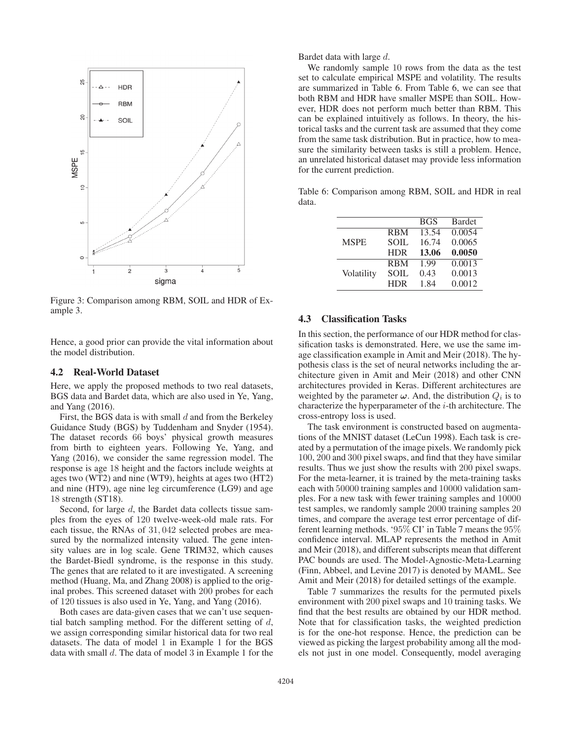Figure 3: Comparison among RBM, SOIL and HDR of Example 3.

Hence, a good prior can provide the vital information about the model distribution.

### 4.2 Real-World Dataset

Here, we apply the proposed methods to two real datasets, BGS data and Bardet data, which are also used in Ye, Yang, and Yang (2016).

First, the BGS data is with small $d$ and from the Berkeley Guidance Study (BGS) by Tuddenham and Snyder (1954). The dataset records 66 boys' physical growth measures from birth to eighteen years. Following Ye, Yang, and Yang (2016), we consider the same regression model. The response is age 18 height and the factors include weights at ages two (WT2) and nine (WT9), heights at ages two (HT2) and nine (HT9), age nine leg circumference (LG9) and age 18 strength (ST18).

Second, for large $d$, the Bardet data collects tissue samples from the eyes of 120 twelve-week-old male rats. For each tissue, the RNAs of 31,042 selected probes are measured by the normalized intensity valued. The gene intensity values are in log scale. Gene TRIM32, which causes the Bardet-Biedl syndrome, is the response in this study. The genes that are related to it are investigated. A screening method (Huang, Ma, and Zhang 2008) is applied to the original probes. This screened dataset with 200 probes for each of 120 tissues is also used in Ye, Yang, and Yang (2016).

Both cases are data-given cases that we can't use sequential batch sampling method. For the different setting of $d$, we assign corresponding similar historical data for two real datasets. The data of model 1 in Example 1 for the BGS data with small $d$. The data of model 3 in Example 1 for the Bardet data with large $d$.

We randomly sample 10 rows from the data as the test set to calculate empirical MSPE and volatility. The results are summarized in Table 6. From Table 6, we can see that both RBM and HDR have smaller MSPE than SOIL. However, HDR does not perform much better than RBM. This can be explained intuitively as follows. In theory, the historical tasks and the current task are assumed that they come from the same task distribution. But in practice, how to measure the similarity between tasks is still a problem. Hence, an unrelated historical dataset may provide less information for the current prediction.

Table 6: Comparison among RBM, SOIL and HDR in real data.

| | | BGS | Bardet |
|---|---|---|---|
| MSPE | RBM | 13.54 | 0.0054 |
| | SOIL | 16.74 | 0.0065 |
| | HDR | **13.06** | **0.0050** |
| Volatility | RBM | 1.99 | 0.0013 |
| | SOIL | 0.43 | 0.0013 |
| | HDR | 1.84 | 0.0012 |

### 4.3 Classification Tasks

In this section, the performance of our HDR method for classification tasks is demonstrated. Here, we use the same image classification example in Amit and Meir (2018). The hypothesis class is the set of neural networks including the architecture given in Amit and Meir (2018) and other CNN architectures provided in Keras. Different architectures are weighted by the parameter $\boldsymbol{\omega}$. And, the distribution $Q_i$ is to characterize the hyperparameter of the $i$-th architecture. The cross-entropy loss is used.

The task environment is constructed based on augmentations of the MNIST dataset (LeCun 1998). Each task is created by a permutation of the image pixels. We randomly pick 100, 200 and 300 pixel swaps, and find that they have similar results. Thus we just show the results with 200 pixel swaps. For the meta-learner, it is trained by the meta-training tasks each with 50000 training samples and 10000 validation samples. For a new task with fewer training samples and 10000 test samples, we randomly sample 2000 training samples 20 times, and compare the average test error percentage of different learning methods. '95% CI' in Table 7 means the 95% confidence interval. MLAP represents the method in Amit and Meir (2018), and different subscripts mean that different PAC bounds are used. The Model-Agnostic-Meta-Learning (Finn, Abbeel, and Levine 2017) is denoted by MAML. See Amit and Meir (2018) for detailed settings of the example.

Table 7 summarizes the results for the permuted pixels environment with 200 pixel swaps and 10 training tasks. We find that the best results are obtained by our HDR method. Note that for classification tasks, the weighted prediction is for the one-hot response. Hence, the prediction can be viewed as picking the largest probability among all the models not just in one model. Consequently, model averaging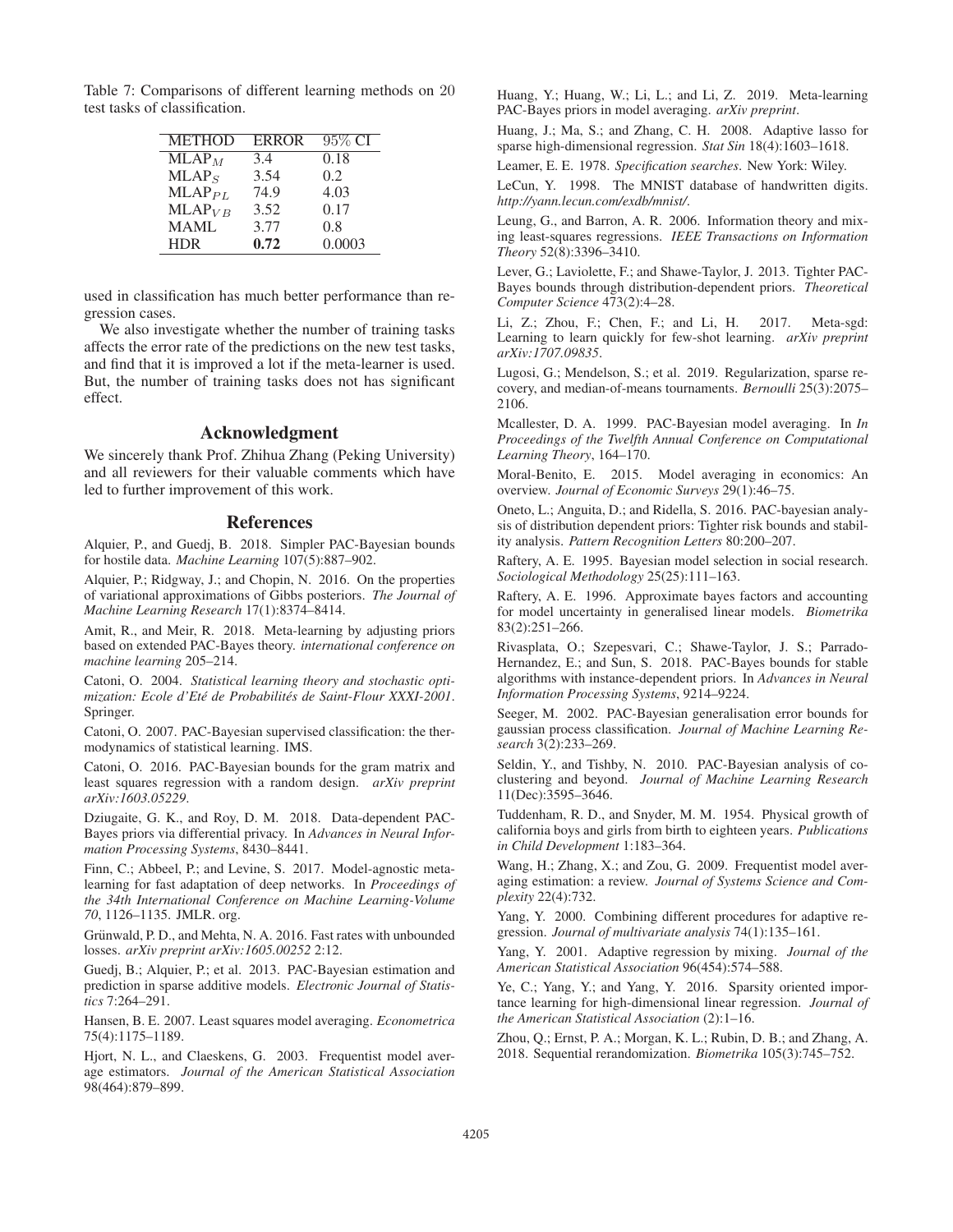Table 7: Comparisons of different learning methods on 20 test tasks of classification.

| METHOD | ERROR | 95% CI |
|---|---|---|
| $\text{MLAP}_M$ | 3.4 | 0.18 |
| $\text{MLAP}_S$ | 3.54 | 0.2 |
| $\text{MLAP}_{PL}$ | 74.9 | 4.03 |
| $\text{MLAP}_{VB}$ | 3.52 | 0.17 |
| MAML | 3.77 | 0.8 |
| HDR | **0.72** | 0.0003 |

used in classification has much better performance than regression cases.

We also investigate whether the number of training tasks affects the error rate of the predictions on the new test tasks, and find that it is improved a lot if the meta-learner is used. But, the number of training tasks does not has significant effect.

## Acknowledgment

We sincerely thank Prof. Zhihua Zhang (Peking University) and all reviewers for their valuable comments which have led to further improvement of this work.

## References

Alquier, P., and Guedj, B. 2018. Simpler PAC-Bayesian bounds for hostile data. *Machine Learning* 107(5):887–902.

Alquier, P.; Ridgway, J.; and Chopin, N. 2016. On the properties of variational approximations of Gibbs posteriors. *The Journal of Machine Learning Research* 17(1):8374–8414.

Amit, R., and Meir, R. 2018. Meta-learning by adjusting priors based on extended PAC-Bayes theory. *international conference on machine learning* 205–214.

Catoni, O. 2004. *Statistical learning theory and stochastic optimization: Ecole d'Eté de Probabilités de Saint-Flour XXXI-2001*. Springer.

Catoni, O. 2007. PAC-Bayesian supervised classification: the thermodynamics of statistical learning. IMS.

Catoni, O. 2016. PAC-Bayesian bounds for the gram matrix and least squares regression with a random design. *arXiv preprint arXiv:1603.05229*.

Dziugaite, G. K., and Roy, D. M. 2018. Data-dependent PAC-Bayes priors via differential privacy. In *Advances in Neural Information Processing Systems*, 8430–8441.

Finn, C.; Abbeel, P.; and Levine, S. 2017. Model-agnostic meta-learning for fast adaptation of deep networks. In *Proceedings of the 34th International Conference on Machine Learning-Volume 70*, 1126–1135. JMLR. org.

Grünwald, P. D., and Mehta, N. A. 2016. Fast rates with unbounded losses. *arXiv preprint arXiv:1605.00252* 2:12.

Guedj, B.; Alquier, P.; et al. 2013. PAC-Bayesian estimation and prediction in sparse additive models. *Electronic Journal of Statistics* 7:264–291.

Hansen, B. E. 2007. Least squares model averaging. *Econometrica* 75(4):1175–1189.

Hjort, N. L., and Claeskens, G. 2003. Frequentist model average estimators. *Journal of the American Statistical Association* 98(464):879–899.

Huang, Y.; Huang, W.; Li, L.; and Li, Z. 2019. Meta-learning PAC-Bayes priors in model averaging. *arXiv preprint*.

Huang, J.; Ma, S.; and Zhang, C. H. 2008. Adaptive lasso for sparse high-dimensional regression. *Stat Sin* 18(4):1603–1618.

Leamer, E. E. 1978. *Specification searches*. New York: Wiley.

LeCun, Y. 1998. The MNIST database of handwritten digits. *http://yann.lecun.com/exdb/mnist/*.

Leung, G., and Barron, A. R. 2006. Information theory and mixing least-squares regressions. *IEEE Transactions on Information Theory* 52(8):3396–3410.

Lever, G.; Laviolette, F.; and Shawe-Taylor, J. 2013. Tighter PAC-Bayes bounds through distribution-dependent priors. *Theoretical Computer Science* 473(2):4–28.

Li, Z.; Zhou, F.; Chen, F.; and Li, H. 2017. Meta-sgd: Learning to learn quickly for few-shot learning. *arXiv preprint arXiv:1707.09835*.

Lugosi, G.; Mendelson, S.; et al. 2019. Regularization, sparse recovery, and median-of-means tournaments. *Bernoulli* 25(3):2075–2106.

Mcallester, D. A. 1999. PAC-Bayesian model averaging. In *In Proceedings of the Twelfth Annual Conference on Computational Learning Theory*, 164–170.

Moral-Benito, E. 2015. Model averaging in economics: An overview. *Journal of Economic Surveys* 29(1):46–75.

Oneto, L.; Anguita, D.; and Ridella, S. 2016. PAC-bayesian analysis of distribution dependent priors: Tighter risk bounds and stability analysis. *Pattern Recognition Letters* 80:200–207.

Raftery, A. E. 1995. Bayesian model selection in social research. *Sociological Methodology* 25(25):111–163.

Raftery, A. E. 1996. Approximate bayes factors and accounting for model uncertainty in generalised linear models. *Biometrika* 83(2):251–266.

Rivasplata, O.; Szepesvari, C.; Shawe-Taylor, J. S.; Parrado-Hernandez, E.; and Sun, S. 2018. PAC-Bayes bounds for stable algorithms with instance-dependent priors. In *Advances in Neural Information Processing Systems*, 9214–9224.

Seeger, M. 2002. PAC-Bayesian generalisation error bounds for gaussian process classification. *Journal of Machine Learning Research* 3(2):233–269.

Seldin, Y., and Tishby, N. 2010. PAC-Bayesian analysis of co-clustering and beyond. *Journal of Machine Learning Research* 11(Dec):3595–3646.

Tuddenham, R. D., and Snyder, M. M. 1954. Physical growth of california boys and girls from birth to eighteen years. *Publications in Child Development* 1:183–364.

Wang, H.; Zhang, X.; and Zou, G. 2009. Frequentist model averaging estimation: a review. *Journal of Systems Science and Complexity* 22(4):732.

Yang, Y. 2000. Combining different procedures for adaptive regression. *Journal of multivariate analysis* 74(1):135–161.

Yang, Y. 2001. Adaptive regression by mixing. *Journal of the American Statistical Association* 96(454):574–588.

Ye, C.; Yang, Y.; and Yang, Y. 2016. Sparsity oriented importance learning for high-dimensional linear regression. *Journal of the American Statistical Association* (2):1–16.

Zhou, Q.; Ernst, P. A.; Morgan, K. L.; Rubin, D. B.; and Zhang, A. 2018. Sequential rerandomization. *Biometrika* 105(3):745–752.